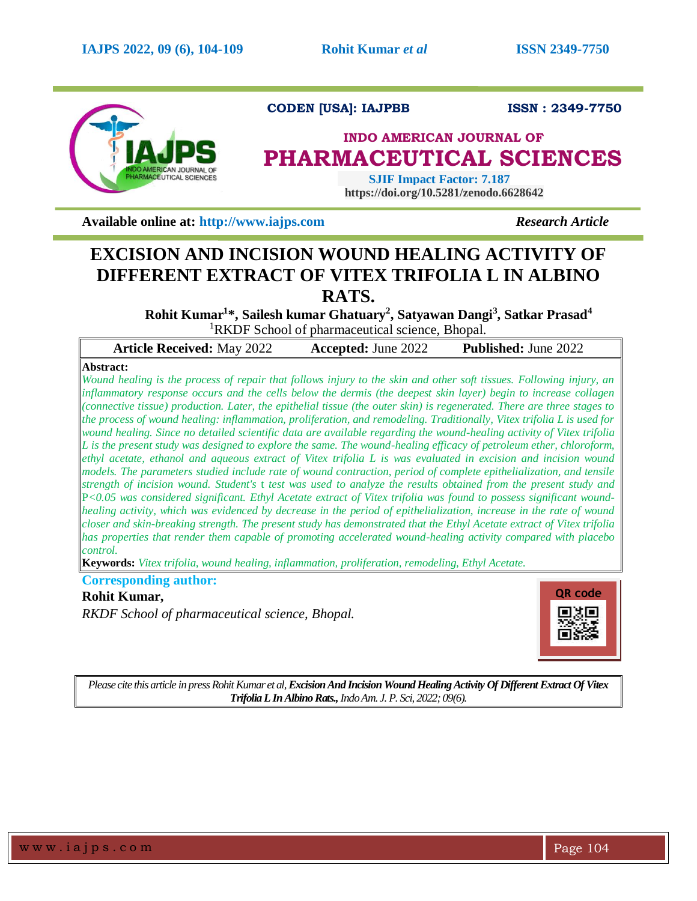CODEN [USA]: IAJPBB ISSN : 2349-7750

**INDO AMERICAN JOURNAL OF PHARMACEUTICAL SCIENCES**

SJIF Impact Factor: 7.187
https://doi.org/10.5281/zenodo.6628642

**Available online at: http://www.iajps.com** *Research Article*

# EXCISION AND INCISION WOUND HEALING ACTIVITY OF DIFFERENT EXTRACT OF VITEX TRIFOLIA L IN ALBINO RATS.

**Rohit Kumar[1]*, Sailesh kumar Ghatuary[2], Satyawan Dangi[3], Satkar Prasad[4]**

[1]RKDF School of pharmaceutical science, Bhopal.

| **Article Received:** May 2022 | **Accepted:** June 2022 | **Published:** June 2022 |
|---|---|---|

**Abstract:**

*Wound healing is the process of repair that follows injury to the skin and other soft tissues. Following injury, an inflammatory response occurs and the cells below the dermis (the deepest skin layer) begin to increase collagen (connective tissue) production. Later, the epithelial tissue (the outer skin) is regenerated. There are three stages to the process of wound healing: inflammation, proliferation, and remodeling. Traditionally, Vitex trifolia L is used for wound healing. Since no detailed scientific data are available regarding the wound-healing activity of Vitex trifolia L is the present study was designed to explore the same. The wound-healing efficacy of petroleum ether, chloroform, ethyl acetate, ethanol and aqueous extract of Vitex trifolia L is was evaluated in excision and incision wound models. The parameters studied include rate of wound contraction, period of complete epithelialization, and tensile strength of incision wound. Student's t test was used to analyze the results obtained from the present study and P<0.05 was considered significant. Ethyl Acetate extract of Vitex trifolia was found to possess significant wound-healing activity, which was evidenced by decrease in the period of epithelialization, increase in the rate of wound closer and skin-breaking strength. The present study has demonstrated that the Ethyl Acetate extract of Vitex trifolia has properties that render them capable of promoting accelerated wound-healing activity compared with placebo control.*

**Keywords:** *Vitex trifolia, wound healing, inflammation, proliferation, remodeling, Ethyl Acetate.*

**Corresponding author:**

**Rohit Kumar,**

*RKDF School of pharmaceutical science, Bhopal.*

QR code

*Please cite this article in press Rohit Kumar et al,* ***Excision And Incision Wound Healing Activity Of Different Extract Of Vitex Trifolia L In Albino Rats.,*** *Indo Am. J. P. Sci, 2022; 09(6).*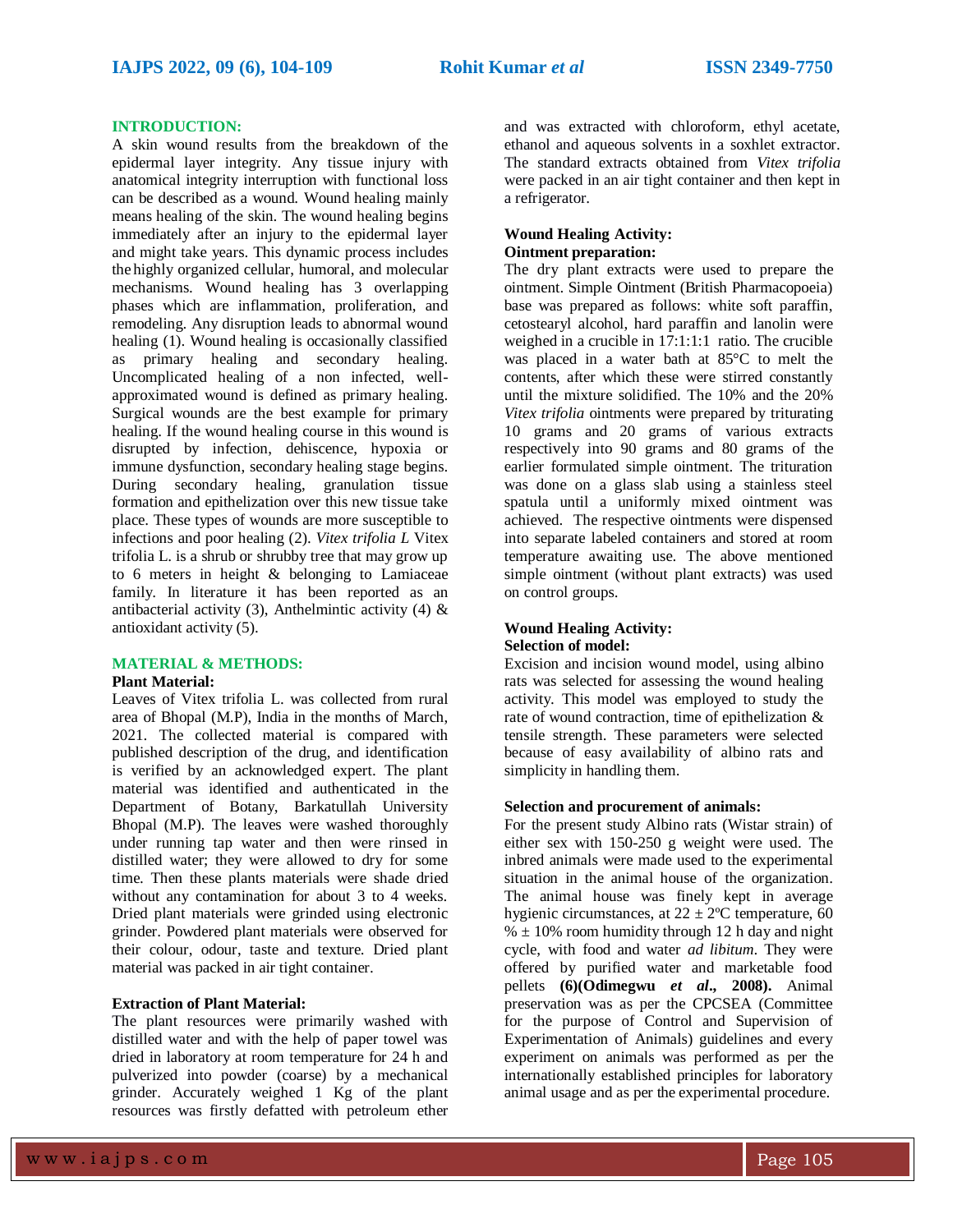## INTRODUCTION:

A skin wound results from the breakdown of the epidermal layer integrity. Any tissue injury with anatomical integrity interruption with functional loss can be described as a wound. Wound healing mainly means healing of the skin. The wound healing begins immediately after an injury to the epidermal layer and might take years. This dynamic process includes the highly organized cellular, humoral, and molecular mechanisms. Wound healing has 3 overlapping phases which are inflammation, proliferation, and remodeling. Any disruption leads to abnormal wound healing (1). Wound healing is occasionally classified as primary healing and secondary healing. Uncomplicated healing of a non infected, well-approximated wound is defined as primary healing. Surgical wounds are the best example for primary healing. If the wound healing course in this wound is disrupted by infection, dehiscence, hypoxia or immune dysfunction, secondary healing stage begins. During secondary healing, granulation tissue formation and epithelization over this new tissue take place. These types of wounds are more susceptible to infections and poor healing (2). *Vitex trifolia L* Vitex trifolia L. is a shrub or shrubby tree that may grow up to 6 meters in height & belonging to Lamiaceae family. In literature it has been reported as an antibacterial activity (3), Anthelmintic activity (4) & antioxidant activity (5).

## MATERIAL & METHODS:

**Plant Material:**

Leaves of Vitex trifolia L. was collected from rural area of Bhopal (M.P), India in the months of March, 2021. The collected material is compared with published description of the drug, and identification is verified by an acknowledged expert. The plant material was identified and authenticated in the Department of Botany, Barkatullah University Bhopal (M.P). The leaves were washed thoroughly under running tap water and then were rinsed in distilled water; they were allowed to dry for some time. Then these plants materials were shade dried without any contamination for about 3 to 4 weeks. Dried plant materials were grinded using electronic grinder. Powdered plant materials were observed for their colour, odour, taste and texture. Dried plant material was packed in air tight container.

**Extraction of Plant Material:**

The plant resources were primarily washed with distilled water and with the help of paper towel was dried in laboratory at room temperature for 24 h and pulverized into powder (coarse) by a mechanical grinder. Accurately weighed 1 Kg of the plant resources was firstly defatted with petroleum ether and was extracted with chloroform, ethyl acetate, ethanol and aqueous solvents in a soxhlet extractor. The standard extracts obtained from *Vitex trifolia* were packed in an air tight container and then kept in a refrigerator.

**Wound Healing Activity:**

**Ointment preparation:**

The dry plant extracts were used to prepare the ointment. Simple Ointment (British Pharmacopoeia) base was prepared as follows: white soft paraffin, cetostearyl alcohol, hard paraffin and lanolin were weighed in a crucible in 17:1:1:1 ratio. The crucible was placed in a water bath at 85°C to melt the contents, after which these were stirred constantly until the mixture solidified. The 10% and the 20% *Vitex trifolia* ointments were prepared by triturating 10 grams and 20 grams of various extracts respectively into 90 grams and 80 grams of the earlier formulated simple ointment. The trituration was done on a glass slab using a stainless steel spatula until a uniformly mixed ointment was achieved. The respective ointments were dispensed into separate labeled containers and stored at room temperature awaiting use. The above mentioned simple ointment (without plant extracts) was used on control groups.

**Wound Healing Activity:**

**Selection of model:**

Excision and incision wound model, using albino rats was selected for assessing the wound healing activity. This model was employed to study the rate of wound contraction, time of epithelization & tensile strength. These parameters were selected because of easy availability of albino rats and simplicity in handling them.

**Selection and procurement of animals:**

For the present study Albino rats (Wistar strain) of either sex with 150-250 g weight were used. The inbred animals were made used to the experimental situation in the animal house of the organization. The animal house was finely kept in average hygienic circumstances, at 22 ± 2ºC temperature, 60 % ± 10% room humidity through 12 h day and night cycle, with food and water *ad libitum*. They were offered by purified water and marketable food pellets **(6)(Odimegwu *et al*., 2008).** Animal preservation was as per the CPCSEA (Committee for the purpose of Control and Supervision of Experimentation of Animals) guidelines and every experiment on animals was performed as per the internationally established principles for laboratory animal usage and as per the experimental procedure.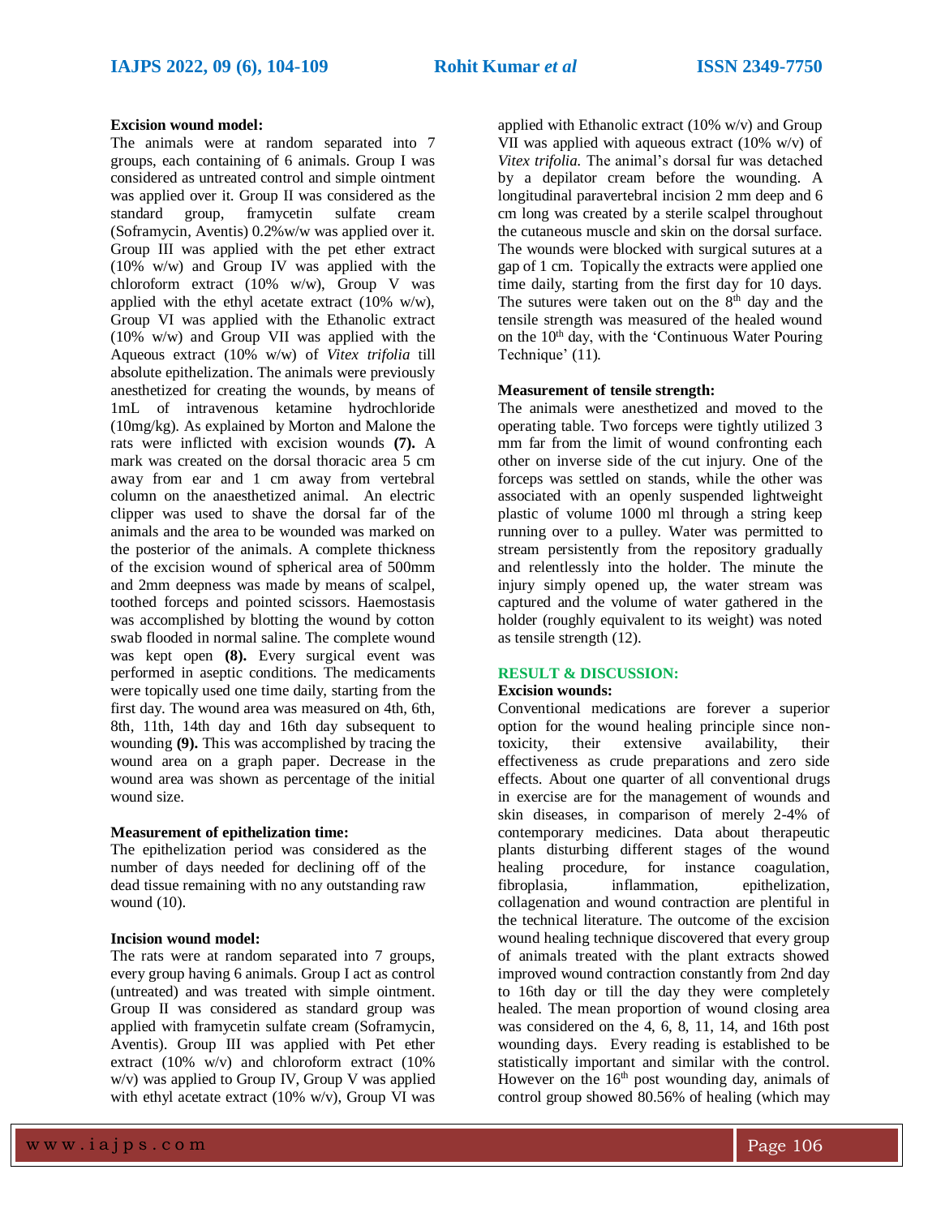**Excision wound model:**

The animals were at random separated into 7 groups, each containing of 6 animals. Group I was considered as untreated control and simple ointment was applied over it. Group II was considered as the standard group, framycetin sulfate cream (Soframycin, Aventis) 0.2%w/w was applied over it. Group III was applied with the pet ether extract (10% w/w) and Group IV was applied with the chloroform extract (10% w/w), Group V was applied with the ethyl acetate extract (10% w/w), Group VI was applied with the Ethanolic extract (10% w/w) and Group VII was applied with the Aqueous extract (10% w/w) of *Vitex trifolia* till absolute epithelization. The animals were previously anesthetized for creating the wounds, by means of 1mL of intravenous ketamine hydrochloride (10mg/kg). As explained by Morton and Malone the rats were inflicted with excision wounds **(7).** A mark was created on the dorsal thoracic area 5 cm away from ear and 1 cm away from vertebral column on the anaesthetized animal. An electric clipper was used to shave the dorsal far of the animals and the area to be wounded was marked on the posterior of the animals. A complete thickness of the excision wound of spherical area of 500mm and 2mm deepness was made by means of scalpel, toothed forceps and pointed scissors. Haemostasis was accomplished by blotting the wound by cotton swab flooded in normal saline. The complete wound was kept open **(8).** Every surgical event was performed in aseptic conditions. The medicaments were topically used one time daily, starting from the first day. The wound area was measured on 4th, 6th, 8th, 11th, 14th day and 16th day subsequent to wounding **(9).** This was accomplished by tracing the wound area on a graph paper. Decrease in the wound area was shown as percentage of the initial wound size.

**Measurement of epithelization time:**

The epithelization period was considered as the number of days needed for declining off of the dead tissue remaining with no any outstanding raw wound (10).

**Incision wound model:**

The rats were at random separated into 7 groups, every group having 6 animals. Group I act as control (untreated) and was treated with simple ointment. Group II was considered as standard group was applied with framycetin sulfate cream (Soframycin, Aventis). Group III was applied with Pet ether extract (10% w/v) and chloroform extract (10% w/v) was applied to Group IV, Group V was applied with ethyl acetate extract (10% w/v), Group VI was applied with Ethanolic extract (10% w/v) and Group VII was applied with aqueous extract (10% w/v) of *Vitex trifolia.* The animal's dorsal fur was detached by a depilator cream before the wounding. A longitudinal paravertebral incision 2 mm deep and 6 cm long was created by a sterile scalpel throughout the cutaneous muscle and skin on the dorsal surface. The wounds were blocked with surgical sutures at a gap of 1 cm. Topically the extracts were applied one time daily, starting from the first day for 10 days. The sutures were taken out on the 8th day and the tensile strength was measured of the healed wound on the 10th day, with the 'Continuous Water Pouring Technique' (11).

**Measurement of tensile strength:**

The animals were anesthetized and moved to the operating table. Two forceps were tightly utilized 3 mm far from the limit of wound confronting each other on inverse side of the cut injury. One of the forceps was settled on stands, while the other was associated with an openly suspended lightweight plastic of volume 1000 ml through a string keep running over to a pulley. Water was permitted to stream persistently from the repository gradually and relentlessly into the holder. The minute the injury simply opened up, the water stream was captured and the volume of water gathered in the holder (roughly equivalent to its weight) was noted as tensile strength (12).

## RESULT & DISCUSSION:

**Excision wounds:**

Conventional medications are forever a superior option for the wound healing principle since non-toxicity, their extensive availability, their effectiveness as crude preparations and zero side effects. About one quarter of all conventional drugs in exercise are for the management of wounds and skin diseases, in comparison of merely 2-4% of contemporary medicines. Data about therapeutic plants disturbing different stages of the wound healing procedure, for instance coagulation, fibroplasia, inflammation, epithelization, collagenation and wound contraction are plentiful in the technical literature. The outcome of the excision wound healing technique discovered that every group of animals treated with the plant extracts showed improved wound contraction constantly from 2nd day to 16th day or till the day they were completely healed. The mean proportion of wound closing area was considered on the 4, 6, 8, 11, 14, and 16th post wounding days. Every reading is established to be statistically important and similar with the control. However on the 16th post wounding day, animals of control group showed 80.56% of healing (which may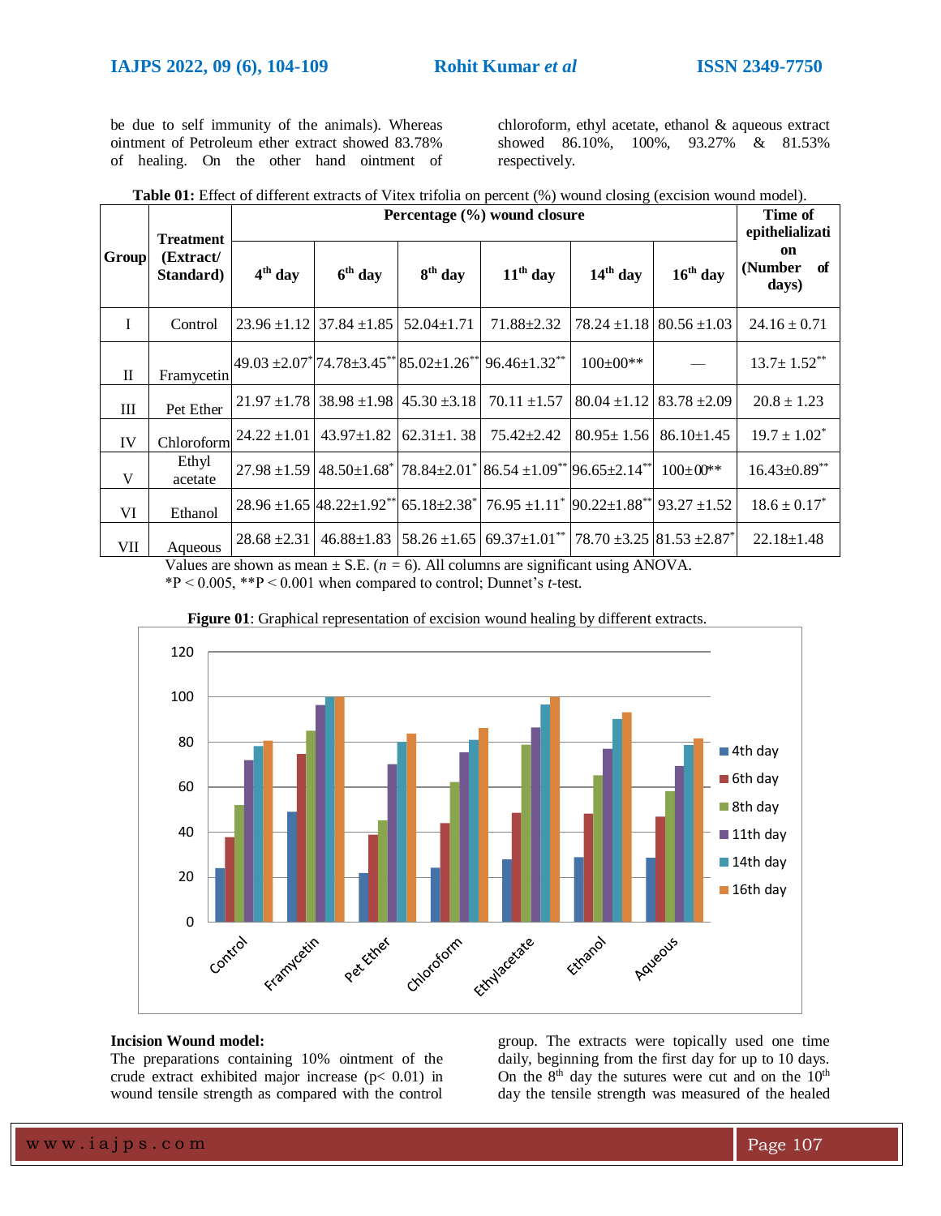be due to self immunity of the animals). Whereas ointment of Petroleum ether extract showed 83.78% of healing. On the other hand ointment of chloroform, ethyl acetate, ethanol & aqueous extract showed 86.10%, 100%, 93.27% & 81.53% respectively.

**Table 01:** Effect of different extracts of Vitex trifolia on percent (%) wound closing (excision wound model).

| Group | Treatment (Extract/ Standard) | Percentage (%) wound closure | | | | | | Time of epithelialization (Number of days) |
|---|---|---|---|---|---|---|---|---|
| | | 4th day | 6th day | 8th day | 11th day | 14th day | 16th day | |
| I | Control | 23.96 ±1.12 | 37.84 ±1.85 | 52.04±1.71 | 71.88±2.32 | 78.24 ±1.18 | 80.56 ±1.03 | 24.16 ± 0.71 |
| II | Framycetin | 49.03 ±2.07* | 74.78±3.45** | 85.02±1.26** | 96.46±1.32** | 100±00** | — | 13.7± 1.52** |
| III | Pet Ether | 21.97 ±1.78 | 38.98 ±1.98 | 45.30 ±3.18 | 70.11 ±1.57 | 80.04 ±1.12 | 83.78 ±2.09 | 20.8 ± 1.23 |
| IV | Chloroform | 24.22 ±1.01 | 43.97±1.82 | 62.31±1. 38 | 75.42±2.42 | 80.95± 1.56 | 86.10±1.45 | 19.7 ± 1.02* |
| V | Ethyl acetate | 27.98 ±1.59 | 48.50±1.68* | 78.84±2.01* | 86.54 ±1.09** | 96.65±2.14** | 100±00** | 16.43±0.89** |
| VI | Ethanol | 28.96 ±1.65 | 48.22±1.92** | 65.18±2.38* | 76.95 ±1.11* | 90.22±1.88** | 93.27 ±1.52 | 18.6 ± 0.17* |
| VII | Aqueous | 28.68 ±2.31 | 46.88±1.83 | 58.26 ±1.65 | 69.37±1.01** | 78.70 ±3.25 | 81.53 ±2.87* | 22.18±1.48 |

Values are shown as mean ± S.E. ($n$ = 6). All columns are significant using ANOVA.
*P < 0.005, **P < 0.001 when compared to control; Dunnet's *t*-test.

**Figure 01**: Graphical representation of excision wound healing by different extracts.

### Incision Wound model:

The preparations containing 10% ointment of the crude extract exhibited major increase (p< 0.01) in wound tensile strength as compared with the control group. The extracts were topically used one time daily, beginning from the first day for up to 10 days. On the 8th day the sutures were cut and on the 10th day the tensile strength was measured of the healed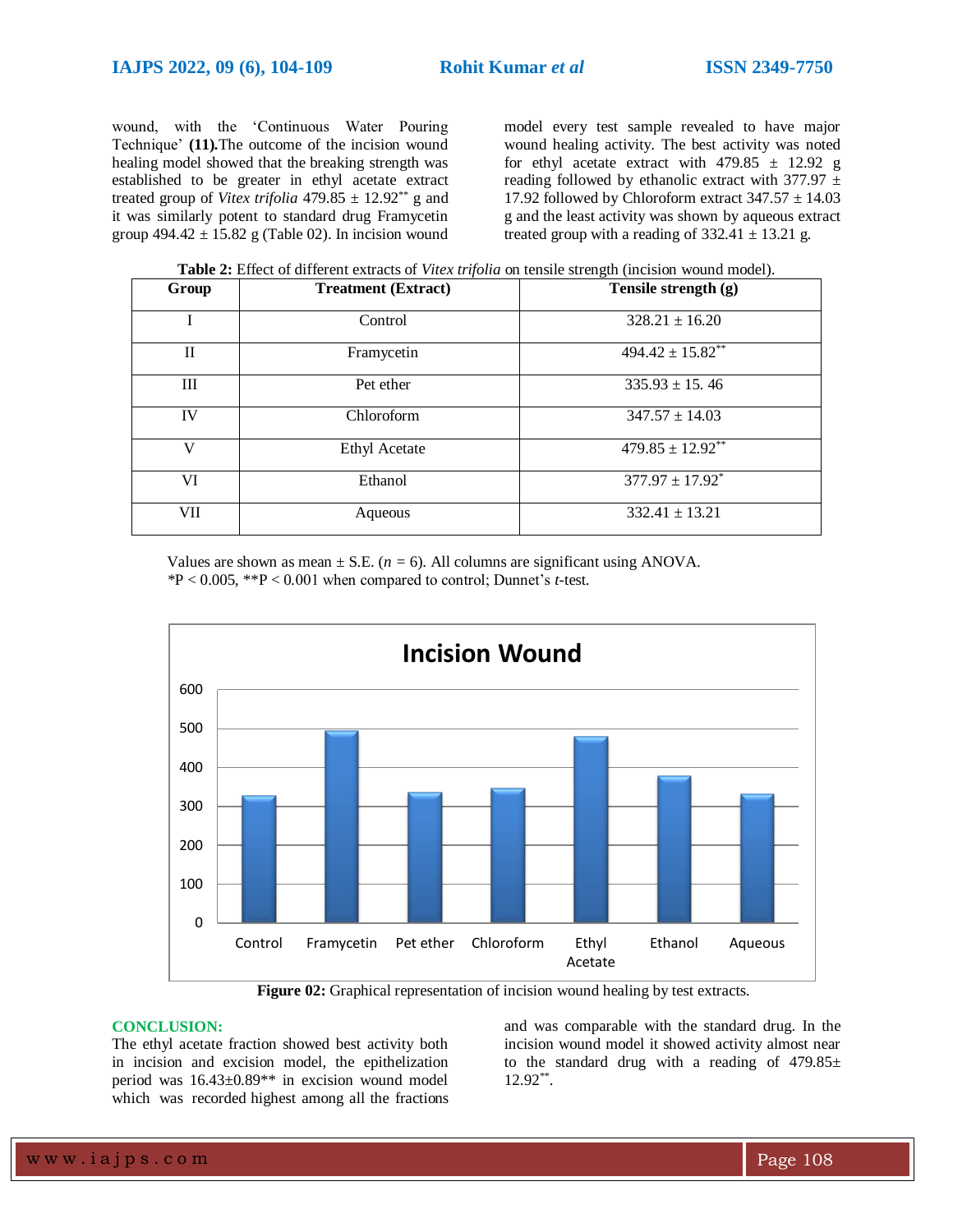wound, with the 'Continuous Water Pouring Technique' **(11).** The outcome of the incision wound healing model showed that the breaking strength was established to be greater in ethyl acetate extract treated group of *Vitex trifolia* 479.85 ± 12.92** g and it was similarly potent to standard drug Framycetin group 494.42 ± 15.82 g (Table 02). In incision wound model every test sample revealed to have major wound healing activity. The best activity was noted for ethyl acetate extract with 479.85 ± 12.92 g reading followed by ethanolic extract with 377.97 ± 17.92 followed by Chloroform extract 347.57 ± 14.03 g and the least activity was shown by aqueous extract treated group with a reading of 332.41 ± 13.21 g.

**Table 2:** Effect of different extracts of *Vitex trifolia* on tensile strength (incision wound model).

| Group | Treatment (Extract) | Tensile strength (g) |
|---|---|---|
| I | Control | 328.21 ± 16.20 |
| II | Framycetin | 494.42 ± 15.82** |
| III | Pet ether | 335.93 ± 15. 46 |
| IV | Chloroform | 347.57 ± 14.03 |
| V | Ethyl Acetate | 479.85 ± 12.92** |
| VI | Ethanol | 377.97 ± 17.92* |
| VII | Aqueous | 332.41 ± 13.21 |

Values are shown as mean ± S.E. ($n$ = 6). All columns are significant using ANOVA.
*P < 0.005, **P < 0.001 when compared to control; Dunnet's *t*-test.

**Figure 02:** Graphical representation of incision wound healing by test extracts.

## CONCLUSION:

The ethyl acetate fraction showed best activity both in incision and excision model, the epithelization period was 16.43±0.89** in excision wound model which was recorded highest among all the fractions and was comparable with the standard drug. In the incision wound model it showed activity almost near to the standard drug with a reading of 479.85± 12.92**.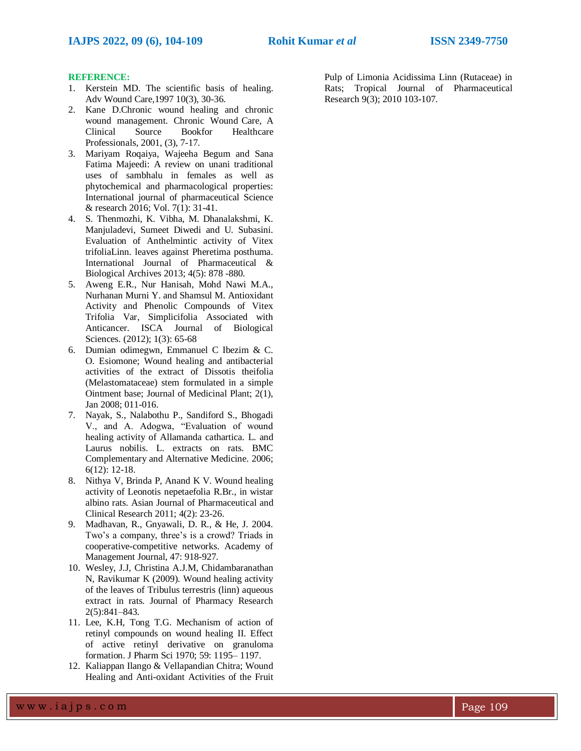## REFERENCE:

1. Kerstein MD. The scientific basis of healing. Adv Wound Care,1997 10(3), 30-36.
2. Kane D.Chronic wound healing and chronic wound management. Chronic Wound Care, A Clinical Source Bookfor Healthcare Professionals, 2001, (3), 7-17.
3. Mariyam Roqaiya, Wajeeha Begum and Sana Fatima Majeedi: A review on unani traditional uses of sambhalu in females as well as phytochemical and pharmacological properties: International journal of pharmaceutical Science & research 2016; Vol. 7(1): 31-41.
4. S. Thenmozhi, K. Vibha, M. Dhanalakshmi, K. Manjuladevi, Sumeet Diwedi and U. Subasini. Evaluation of Anthelmintic activity of Vitex trifoliaLinn. leaves against Pheretima posthuma. International Journal of Pharmaceutical & Biological Archives 2013; 4(5): 878 -880.
5. Aweng E.R., Nur Hanisah, Mohd Nawi M.A., Nurhanan Murni Y. and Shamsul M. Antioxidant Activity and Phenolic Compounds of Vitex Trifolia Var, Simplicifolia Associated with Anticancer. ISCA Journal of Biological Sciences. (2012); 1(3): 65-68
6. Dumian odimegwn, Emmanuel C Ibezim & C. O. Esiomone; Wound healing and antibacterial activities of the extract of Dissotis theifolia (Melastomataceae) stem formulated in a simple Ointment base; Journal of Medicinal Plant; 2(1), Jan 2008; 011-016.
7. Nayak, S., Nalabothu P., Sandiford S., Bhogadi V., and A. Adogwa, "Evaluation of wound healing activity of Allamanda cathartica. L. and Laurus nobilis. L. extracts on rats. BMC Complementary and Alternative Medicine. 2006; 6(12): 12-18.
8. Nithya V, Brinda P, Anand K V. Wound healing activity of Leonotis nepetaefolia R.Br., in wistar albino rats. Asian Journal of Pharmaceutical and Clinical Research 2011; 4(2): 23-26.
9. Madhavan, R., Gnyawali, D. R., & He, J. 2004. Two's a company, three's is a crowd? Triads in cooperative-competitive networks. Academy of Management Journal, 47: 918-927.
10. Wesley, J.J, Christina A.J.M, Chidambaranathan N, Ravikumar K (2009). Wound healing activity of the leaves of Tribulus terrestris (linn) aqueous extract in rats. Journal of Pharmacy Research 2(5):841–843.
11. Lee, K.H, Tong T.G. Mechanism of action of retinyl compounds on wound healing II. Effect of active retinyl derivative on granuloma formation. J Pharm Sci 1970; 59: 1195– 1197.
12. Kaliappan Ilango & Vellapandian Chitra; Wound Healing and Anti-oxidant Activities of the Fruit Pulp of Limonia Acidissima Linn (Rutaceae) in Rats; Tropical Journal of Pharmaceutical Research 9(3); 2010 103-107.